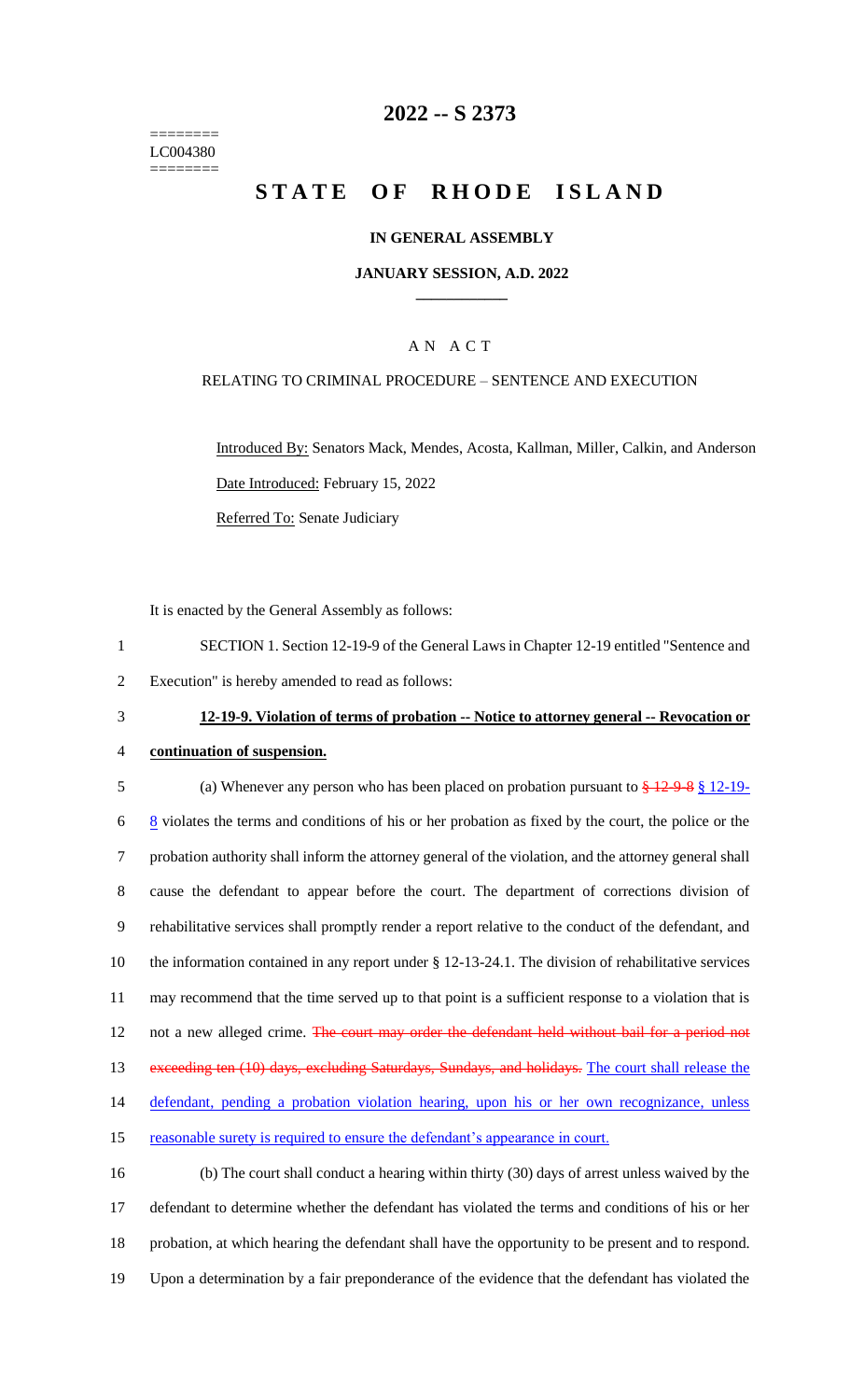========
LC004380
========

# 2022 -- S 2373

# STATE OF RHODE ISLAND

**IN GENERAL ASSEMBLY**

**JANUARY SESSION, A.D. 2022**

---

A N A C T

RELATING TO CRIMINAL PROCEDURE – SENTENCE AND EXECUTION

Introduced By: Senators Mack, Mendes, Acosta, Kallman, Miller, Calkin, and Anderson

Date Introduced: February 15, 2022

Referred To: Senate Judiciary

It is enacted by the General Assembly as follows:

1 SECTION 1. Section 12-19-9 of the General Laws in Chapter 12-19 entitled "Sentence and
2 Execution" is hereby amended to read as follows:

3 **12-19-9. Violation of terms of probation -- Notice to attorney general -- Revocation or**
4 **continuation of suspension.**

5 (a) Whenever any person who has been placed on probation pursuant to ~~§ 12-9-8~~ § 12-19-
6 8 violates the terms and conditions of his or her probation as fixed by the court, the police or the
7 probation authority shall inform the attorney general of the violation, and the attorney general shall
8 cause the defendant to appear before the court. The department of corrections division of
9 rehabilitative services shall promptly render a report relative to the conduct of the defendant, and
10 the information contained in any report under § 12-13-24.1. The division of rehabilitative services
11 may recommend that the time served up to that point is a sufficient response to a violation that is
12 not a new alleged crime. ~~The court may order the defendant held without bail for a period not~~
13 ~~exceeding ten (10) days, excluding Saturdays, Sundays, and holidays.~~ The court shall release the
14 defendant, pending a probation violation hearing, upon his or her own recognizance, unless
15 reasonable surety is required to ensure the defendant's appearance in court.

16 (b) The court shall conduct a hearing within thirty (30) days of arrest unless waived by the
17 defendant to determine whether the defendant has violated the terms and conditions of his or her
18 probation, at which hearing the defendant shall have the opportunity to be present and to respond.
19 Upon a determination by a fair preponderance of the evidence that the defendant has violated the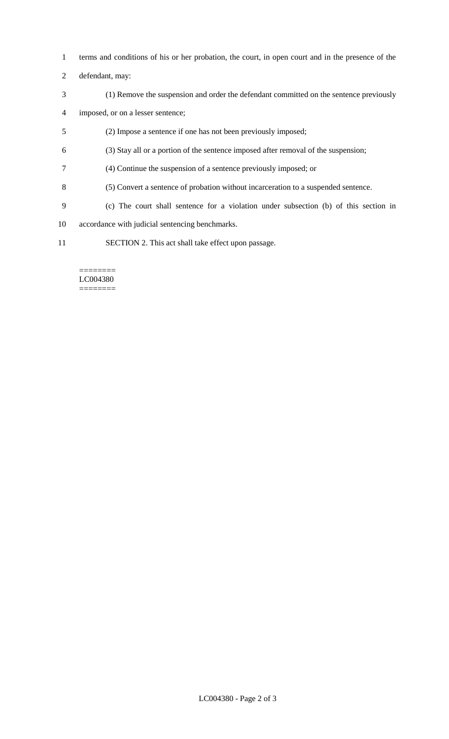terms and conditions of his or her probation, the court, in open court and in the presence of the defendant, may:

(1) Remove the suspension and order the defendant committed on the sentence previously imposed, or on a lesser sentence;

(2) Impose a sentence if one has not been previously imposed;

(3) Stay all or a portion of the sentence imposed after removal of the suspension;

(4) Continue the suspension of a sentence previously imposed; or

(5) Convert a sentence of probation without incarceration to a suspended sentence.

(c) The court shall sentence for a violation under subsection (b) of this section in accordance with judicial sentencing benchmarks.

SECTION 2. This act shall take effect upon passage.

========
LC004380
========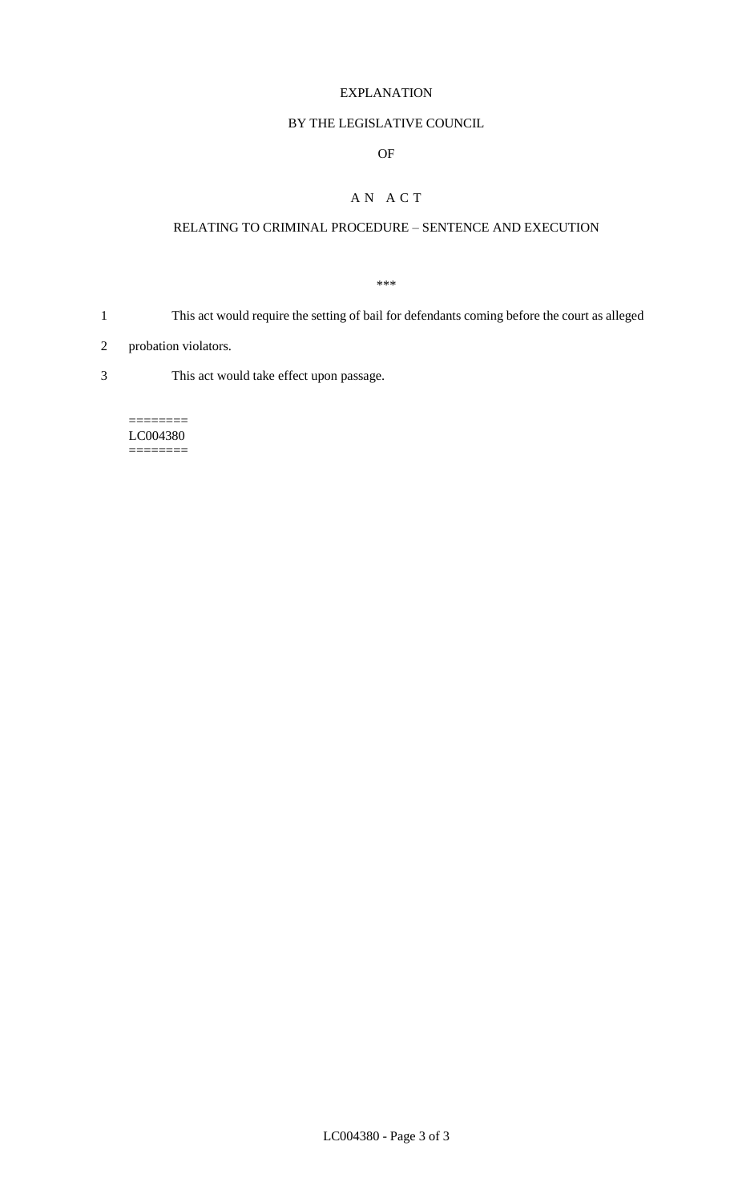EXPLANATION

BY THE LEGISLATIVE COUNCIL

OF

A N A C T

RELATING TO CRIMINAL PROCEDURE – SENTENCE AND EXECUTION

\*\*\*

1 This act would require the setting of bail for defendants coming before the court as alleged

2 probation violators.

3 This act would take effect upon passage.

========
LC004380
========